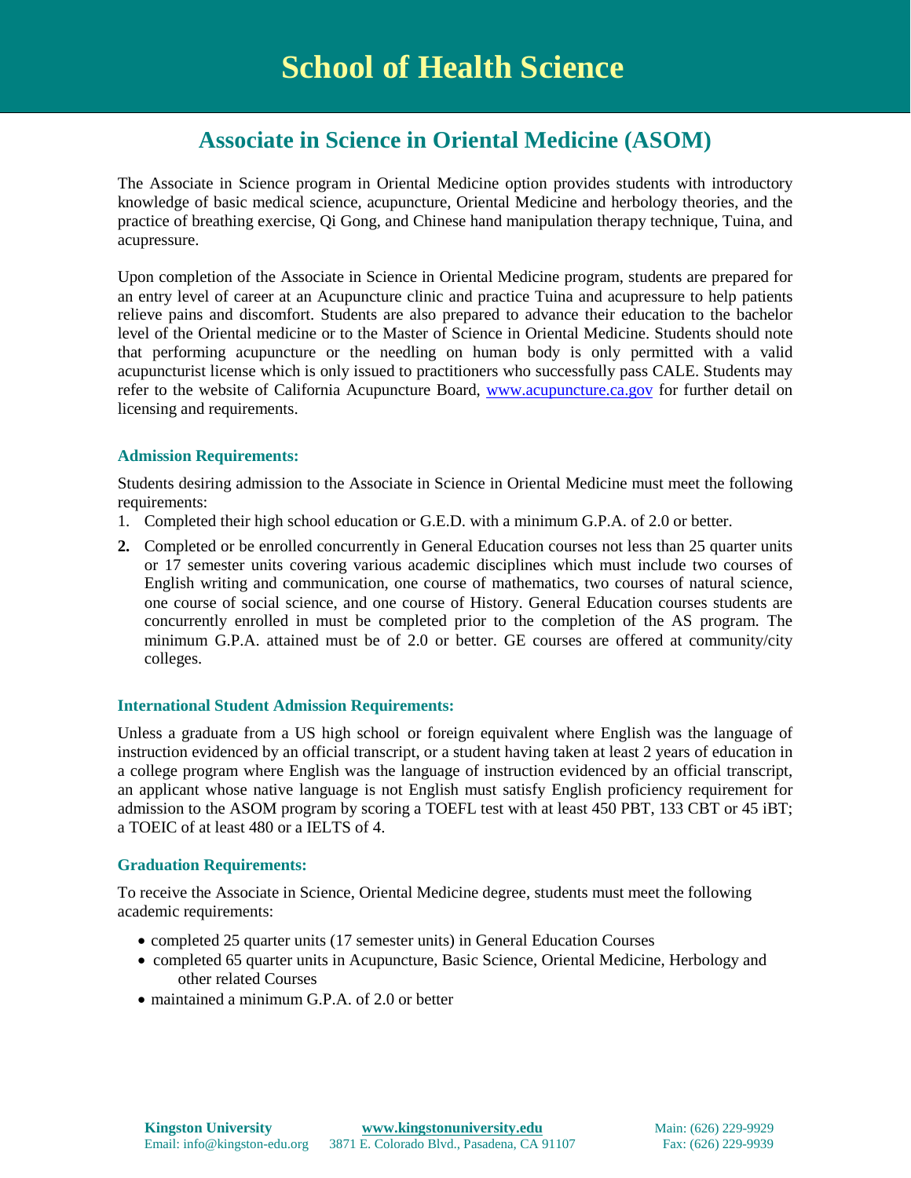# School of Health Science

## Associate in Science in Oriental Medicine (ASOM)

The Associate in Science program in Oriental Medicine option provides students with introductory knowledge of basic medical science, acupuncture, Oriental Medicine and herbology theories, and the practice of breathing exercise, Qi Gong, and Chinese hand manipulation therapy technique, Tuina, and acupressure.

Upon completion of the Associate in Science in Oriental Medicine program, students are prepared for an entry level of career at an Acupuncture clinic and practice Tuina and acupressure to help patients relieve pains and discomfort. Students are also prepared to advance their education to the bachelor level of the Oriental medicine or to the Master of Science in Oriental Medicine. Students should note that performing acupuncture or the needling on human body is only permitted with a valid acupuncturist license which is only issued to practitioners who successfully pass CALE. Students may refer to the website of California Acupuncture Board, www.acupuncture.ca.gov for further detail on licensing and requirements.

### Admission Requirements:

Students desiring admission to the Associate in Science in Oriental Medicine must meet the following requirements:

1. Completed their high school education or G.E.D. with a minimum G.P.A. of 2.0 or better.
2. Completed or be enrolled concurrently in General Education courses not less than 25 quarter units or 17 semester units covering various academic disciplines which must include two courses of English writing and communication, one course of mathematics, two courses of natural science, one course of social science, and one course of History. General Education courses students are concurrently enrolled in must be completed prior to the completion of the AS program. The minimum G.P.A. attained must be of 2.0 or better. GE courses are offered at community/city colleges.

### International Student Admission Requirements:

Unless a graduate from a US high school or foreign equivalent where English was the language of instruction evidenced by an official transcript, or a student having taken at least 2 years of education in a college program where English was the language of instruction evidenced by an official transcript, an applicant whose native language is not English must satisfy English proficiency requirement for admission to the ASOM program by scoring a TOEFL test with at least 450 PBT, 133 CBT or 45 iBT; a TOEIC of at least 480 or a IELTS of 4.

### Graduation Requirements:

To receive the Associate in Science, Oriental Medicine degree, students must meet the following academic requirements:

- completed 25 quarter units (17 semester units) in General Education Courses
- completed 65 quarter units in Acupuncture, Basic Science, Oriental Medicine, Herbology and other related Courses
- maintained a minimum G.P.A. of 2.0 or better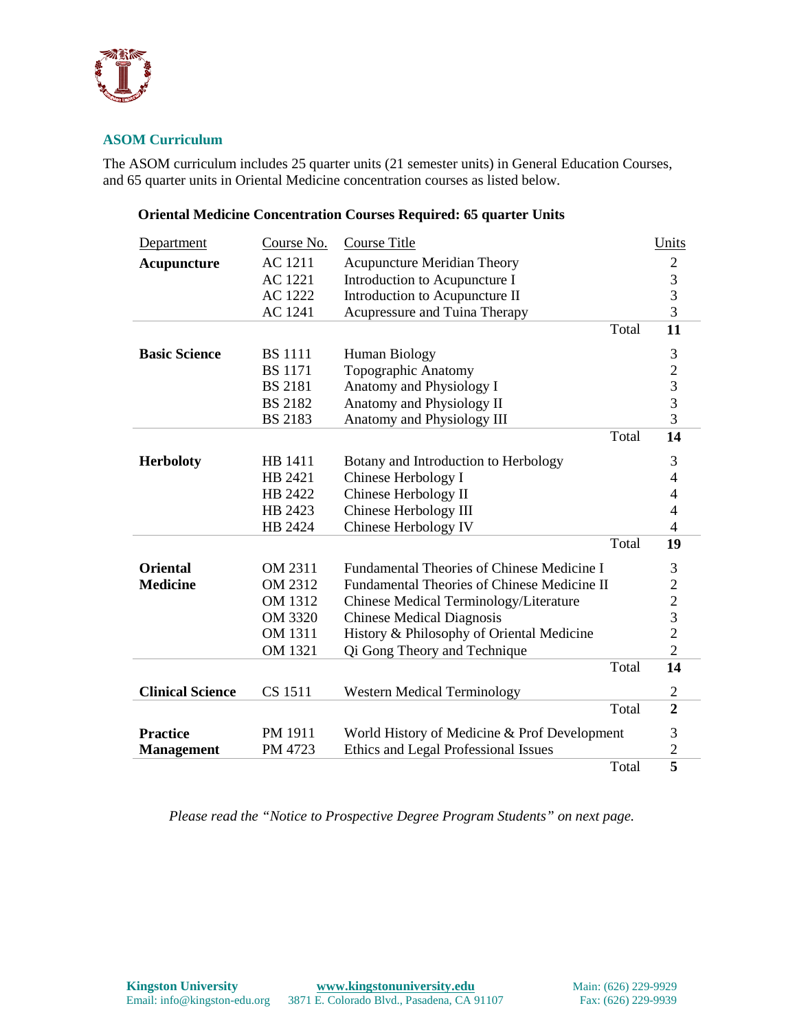## ASOM Curriculum

The ASOM curriculum includes 25 quarter units (21 semester units) in General Education Courses, and 65 quarter units in Oriental Medicine concentration courses as listed below.

**Oriental Medicine Concentration Courses Required: 65 quarter Units**

| Department | Course No. | Course Title | Units |
|---|---|---|---|
| **Acupuncture** | AC 1211 | Acupuncture Meridian Theory | 2 |
| | AC 1221 | Introduction to Acupuncture I | 3 |
| | AC 1222 | Introduction to Acupuncture II | 3 |
| | AC 1241 | Acupressure and Tuina Therapy | 3 |
| | | Total | **11** |
| **Basic Science** | BS 1111 | Human Biology | 3 |
| | BS 1171 | Topographic Anatomy | 2 |
| | BS 2181 | Anatomy and Physiology I | 3 |
| | BS 2182 | Anatomy and Physiology II | 3 |
| | BS 2183 | Anatomy and Physiology III | 3 |
| | | Total | **14** |
| **Herboloty** | HB 1411 | Botany and Introduction to Herbology | 3 |
| | HB 2421 | Chinese Herbology I | 4 |
| | HB 2422 | Chinese Herbology II | 4 |
| | HB 2423 | Chinese Herbology III | 4 |
| | HB 2424 | Chinese Herbology IV | 4 |
| | | Total | **19** |
| **Oriental Medicine** | OM 2311 | Fundamental Theories of Chinese Medicine I | 3 |
| | OM 2312 | Fundamental Theories of Chinese Medicine II | 2 |
| | OM 1312 | Chinese Medical Terminology/Literature | 2 |
| | OM 3320 | Chinese Medical Diagnosis | 3 |
| | OM 1311 | History & Philosophy of Oriental Medicine | 2 |
| | OM 1321 | Qi Gong Theory and Technique | 2 |
| | | Total | **14** |
| **Clinical Science** | CS 1511 | Western Medical Terminology | 2 |
| | | Total | **2** |
| **Practice Management** | PM 1911 | World History of Medicine & Prof Development | 3 |
| | PM 4723 | Ethics and Legal Professional Issues | 2 |
| | | Total | **5** |

*Please read the "Notice to Prospective Degree Program Students" on next page.*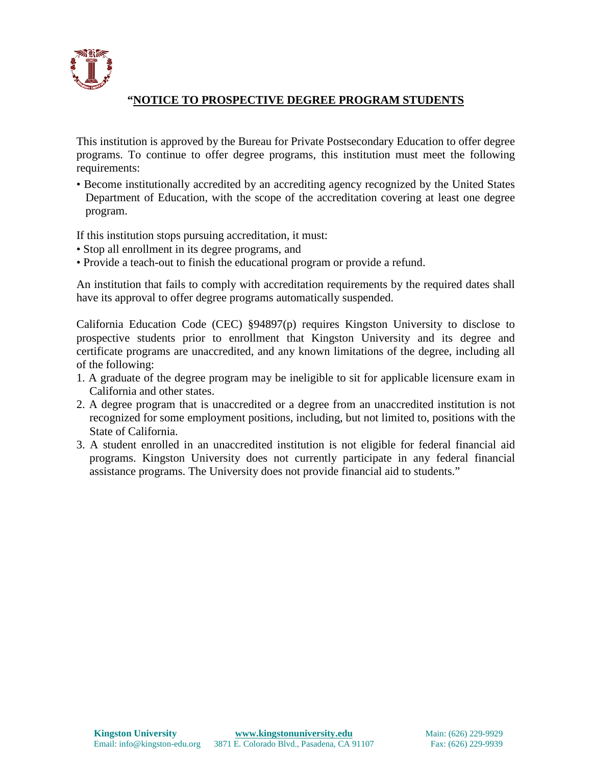# "NOTICE TO PROSPECTIVE DEGREE PROGRAM STUDENTS

This institution is approved by the Bureau for Private Postsecondary Education to offer degree programs. To continue to offer degree programs, this institution must meet the following requirements:

- Become institutionally accredited by an accrediting agency recognized by the United States Department of Education, with the scope of the accreditation covering at least one degree program.

If this institution stops pursuing accreditation, it must:

- Stop all enrollment in its degree programs, and
- Provide a teach-out to finish the educational program or provide a refund.

An institution that fails to comply with accreditation requirements by the required dates shall have its approval to offer degree programs automatically suspended.

California Education Code (CEC) §94897(p) requires Kingston University to disclose to prospective students prior to enrollment that Kingston University and its degree and certificate programs are unaccredited, and any known limitations of the degree, including all of the following:

1. A graduate of the degree program may be ineligible to sit for applicable licensure exam in California and other states.
2. A degree program that is unaccredited or a degree from an unaccredited institution is not recognized for some employment positions, including, but not limited to, positions with the State of California.
3. A student enrolled in an unaccredited institution is not eligible for federal financial aid programs. Kingston University does not currently participate in any federal financial assistance programs. The University does not provide financial aid to students."